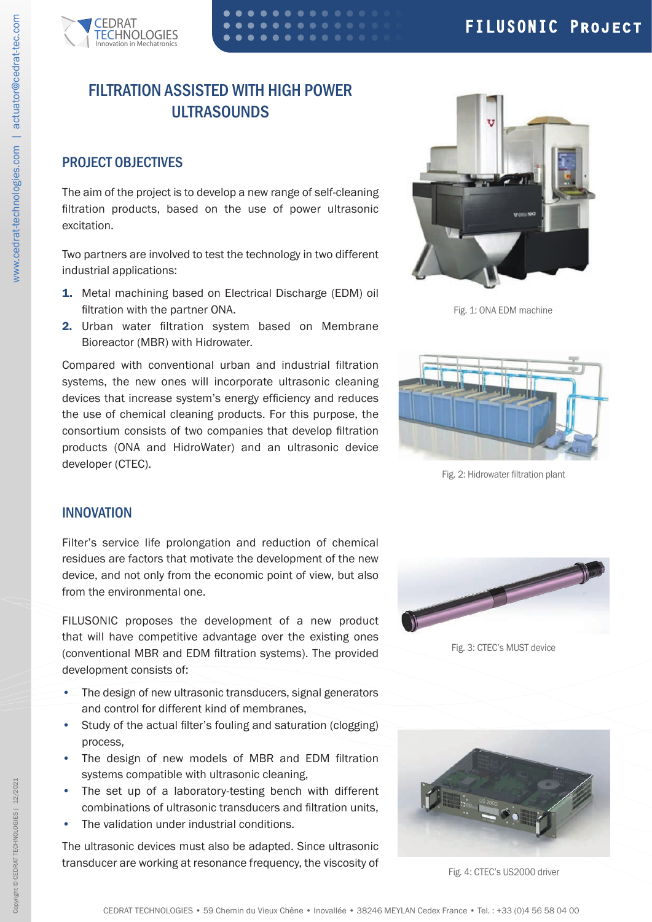# FILTRATION ASSISTED WITH HIGH POWER ULTRASOUNDS

## PROJECT OBJECTIVES

The aim of the project is to develop a new range of self-cleaning filtration products, based on the use of power ultrasonic excitation.

Two partners are involved to test the technology in two different industrial applications:

1. Metal machining based on Electrical Discharge (EDM) oil filtration with the partner ONA.
2. Urban water filtration system based on Membrane Bioreactor (MBR) with Hidrowater.

Compared with conventional urban and industrial filtration systems, the new ones will incorporate ultrasonic cleaning devices that increase system's energy efficiency and reduces the use of chemical cleaning products. For this purpose, the consortium consists of two companies that develop filtration products (ONA and HidroWater) and an ultrasonic device developer (CTEC).

Fig. 1: ONA EDM machine

Fig. 2: Hidrowater filtration plant

## INNOVATION

Filter's service life prolongation and reduction of chemical residues are factors that motivate the development of the new device, and not only from the economic point of view, but also from the environmental one.

FILUSONIC proposes the development of a new product that will have competitive advantage over the existing ones (conventional MBR and EDM filtration systems). The provided development consists of:

- The design of new ultrasonic transducers, signal generators and control for different kind of membranes,
- Study of the actual filter's fouling and saturation (clogging) process,
- The design of new models of MBR and EDM filtration systems compatible with ultrasonic cleaning,
- The set up of a laboratory-testing bench with different combinations of ultrasonic transducers and filtration units,
- The validation under industrial conditions.

The ultrasonic devices must also be adapted. Since ultrasonic transducer are working at resonance frequency, the viscosity of

Fig. 3: CTEC's MUST device

Fig. 4: CTEC's US2000 driver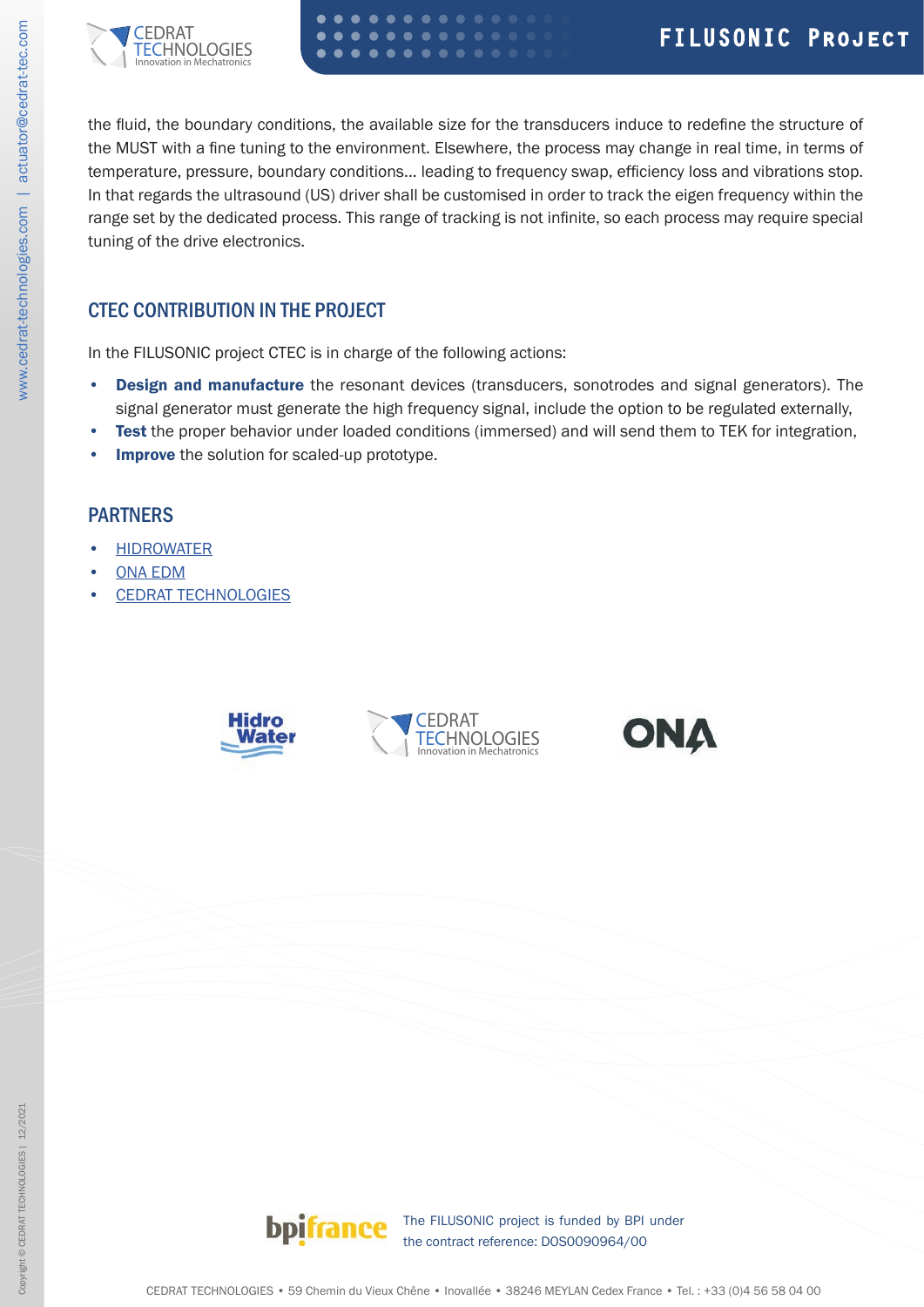the fluid, the boundary conditions, the available size for the transducers induce to redefine the structure of the MUST with a fine tuning to the environment. Elsewhere, the process may change in real time, in terms of temperature, pressure, boundary conditions... leading to frequency swap, efficiency loss and vibrations stop. In that regards the ultrasound (US) driver shall be customised in order to track the eigen frequency within the range set by the dedicated process. This range of tracking is not infinite, so each process may require special tuning of the drive electronics.

## CTEC CONTRIBUTION IN THE PROJECT

In the FILUSONIC project CTEC is in charge of the following actions:

- **Design and manufacture** the resonant devices (transducers, sonotrodes and signal generators). The signal generator must generate the high frequency signal, include the option to be regulated externally,
- **Test** the proper behavior under loaded conditions (immersed) and will send them to TEK for integration,
- **Improve** the solution for scaled-up prototype.

## PARTNERS

- HIDROWATER
- ONA EDM
- CEDRAT TECHNOLOGIES

The FILUSONIC project is funded by BPI under the contract reference: DOS0090964/00

CEDRAT TECHNOLOGIES • 59 Chemin du Vieux Chêne • Inovallée • 38246 MEYLAN Cedex France • Tel. : +33 (0)4 56 58 04 00